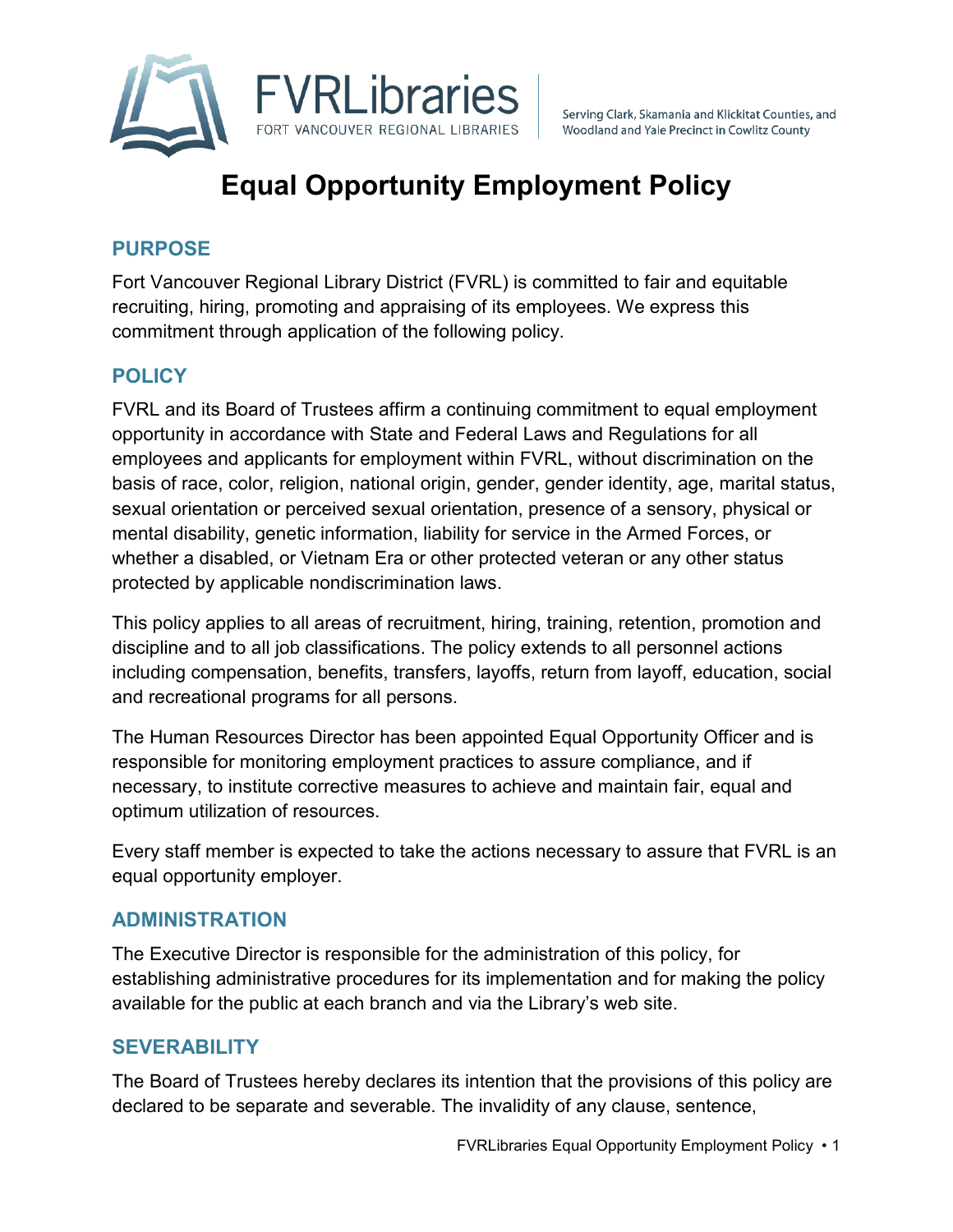FVRLibraries
FORT VANCOUVER REGIONAL LIBRARIES

Serving Clark, Skamania and Klickitat Counties, and Woodland and Yale Precinct in Cowlitz County

# Equal Opportunity Employment Policy

## PURPOSE

Fort Vancouver Regional Library District (FVRL) is committed to fair and equitable recruiting, hiring, promoting and appraising of its employees. We express this commitment through application of the following policy.

## POLICY

FVRL and its Board of Trustees affirm a continuing commitment to equal employment opportunity in accordance with State and Federal Laws and Regulations for all employees and applicants for employment within FVRL, without discrimination on the basis of race, color, religion, national origin, gender, gender identity, age, marital status, sexual orientation or perceived sexual orientation, presence of a sensory, physical or mental disability, genetic information, liability for service in the Armed Forces, or whether a disabled, or Vietnam Era or other protected veteran or any other status protected by applicable nondiscrimination laws.

This policy applies to all areas of recruitment, hiring, training, retention, promotion and discipline and to all job classifications. The policy extends to all personnel actions including compensation, benefits, transfers, layoffs, return from layoff, education, social and recreational programs for all persons.

The Human Resources Director has been appointed Equal Opportunity Officer and is responsible for monitoring employment practices to assure compliance, and if necessary, to institute corrective measures to achieve and maintain fair, equal and optimum utilization of resources.

Every staff member is expected to take the actions necessary to assure that FVRL is an equal opportunity employer.

## ADMINISTRATION

The Executive Director is responsible for the administration of this policy, for establishing administrative procedures for its implementation and for making the policy available for the public at each branch and via the Library's web site.

## SEVERABILITY

The Board of Trustees hereby declares its intention that the provisions of this policy are declared to be separate and severable. The invalidity of any clause, sentence,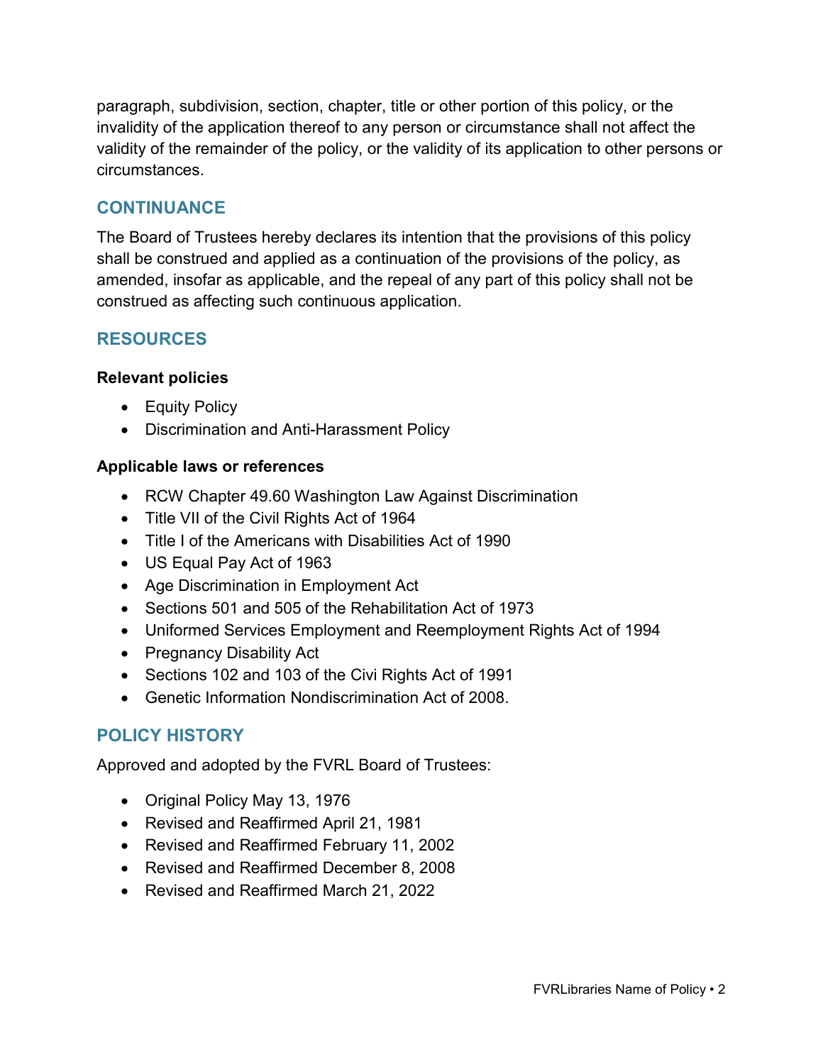paragraph, subdivision, section, chapter, title or other portion of this policy, or the invalidity of the application thereof to any person or circumstance shall not affect the validity of the remainder of the policy, or the validity of its application to other persons or circumstances.

## CONTINUANCE

The Board of Trustees hereby declares its intention that the provisions of this policy shall be construed and applied as a continuation of the provisions of the policy, as amended, insofar as applicable, and the repeal of any part of this policy shall not be construed as affecting such continuous application.

## RESOURCES

**Relevant policies**

- Equity Policy
- Discrimination and Anti-Harassment Policy

**Applicable laws or references**

- RCW Chapter 49.60 Washington Law Against Discrimination
- Title VII of the Civil Rights Act of 1964
- Title I of the Americans with Disabilities Act of 1990
- US Equal Pay Act of 1963
- Age Discrimination in Employment Act
- Sections 501 and 505 of the Rehabilitation Act of 1973
- Uniformed Services Employment and Reemployment Rights Act of 1994
- Pregnancy Disability Act
- Sections 102 and 103 of the Civi Rights Act of 1991
- Genetic Information Nondiscrimination Act of 2008.

## POLICY HISTORY

Approved and adopted by the FVRL Board of Trustees:

- Original Policy May 13, 1976
- Revised and Reaffirmed April 21, 1981
- Revised and Reaffirmed February 11, 2002
- Revised and Reaffirmed December 8, 2008
- Revised and Reaffirmed March 21, 2022